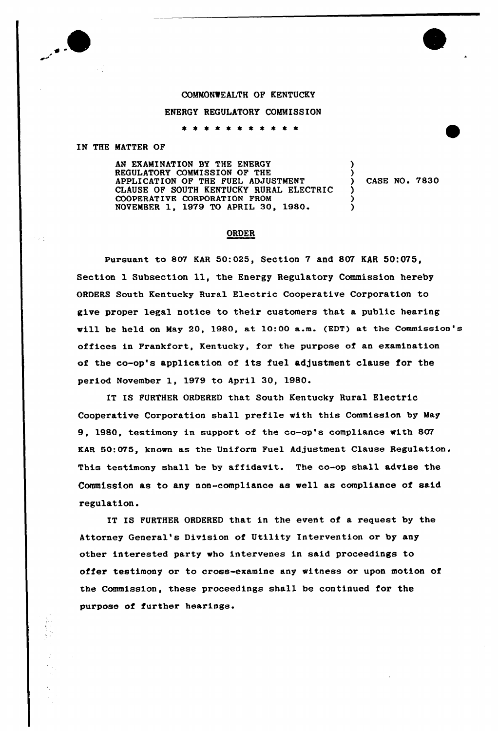COMMONWEALTH OF KENTUCKY

ENERGY REGULATORY COMMISSION

\* \* \* \* \* \* \* \* \* \* \*

IN THE MATTER OF

AN EXAMINATION BY THE ENERGY REGULATORY COMMISSION OF THE APPLICATION OF THE FUEL ADJUSTMENT CLAUSE OF SOUTH KENTUCKY RURAL ELECTRIC COOPERATIVE CORPORATION FROM NOVEMBER 1, 1979 TO APRIL 30, 1980. ) CASE NO. 7830

## ORDER

Pursuant to 807 KAR 50:025, Section 7 and 807 KAR 50:075, Section 1 Subsection 11, the Energy Regulatory Commission hereby ORDERS South Kentucky Rural Electric Cooperative Corporation to give proper legal notice to their customers that a public hearing will be held on May 20, 1980, at 10:00 a.m. (EDT) at the Commission's offices in Frankfort, Kentucky, for the purpose of an examination of the co-op's application of its fuel adjustment clause for the period November 1, 1979 to April 30, 1980.

IT IS FURTHER ORDERED that South Kentucky Rural Electric Cooperative Corporation shall prefile with this Commission by May 9, 1980, testimony in support of the co-op's compliance with 807 KAR 50:075, known as the Uniform Fuel Adjustment Clause Regulation. This testimony shall be by affidavit. The co-op shall advise the Commission as to any non-compliance as well as compliance of said regulation.

IT IS FURTHER ORDERED that in the event of a request by the Attorney General's Division of Utility Intervention or by any other interested party who intervenes in said proceedings to offer testimony or to cross-examine any witness or upon motion of the Commission, these proceedings shall be continued for the purpose of further hearings.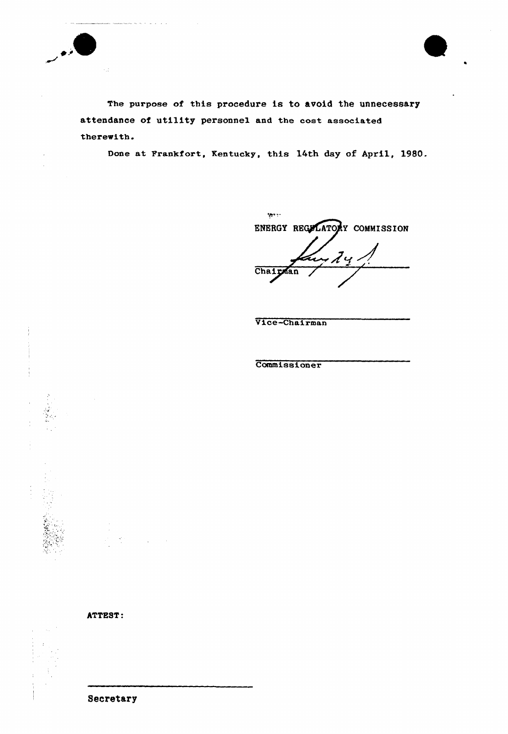The purpose of this procedure is to avoid the unnecessary attendance of utility personnel and the cost associated therewith.

Done at Frankfort, Kentucky, this 14th day of April, 1980.

ENERGY REGULATORY COMMISSION

Chairman

Vice-Chairman

Commissioner

ATTEST:

Secretary